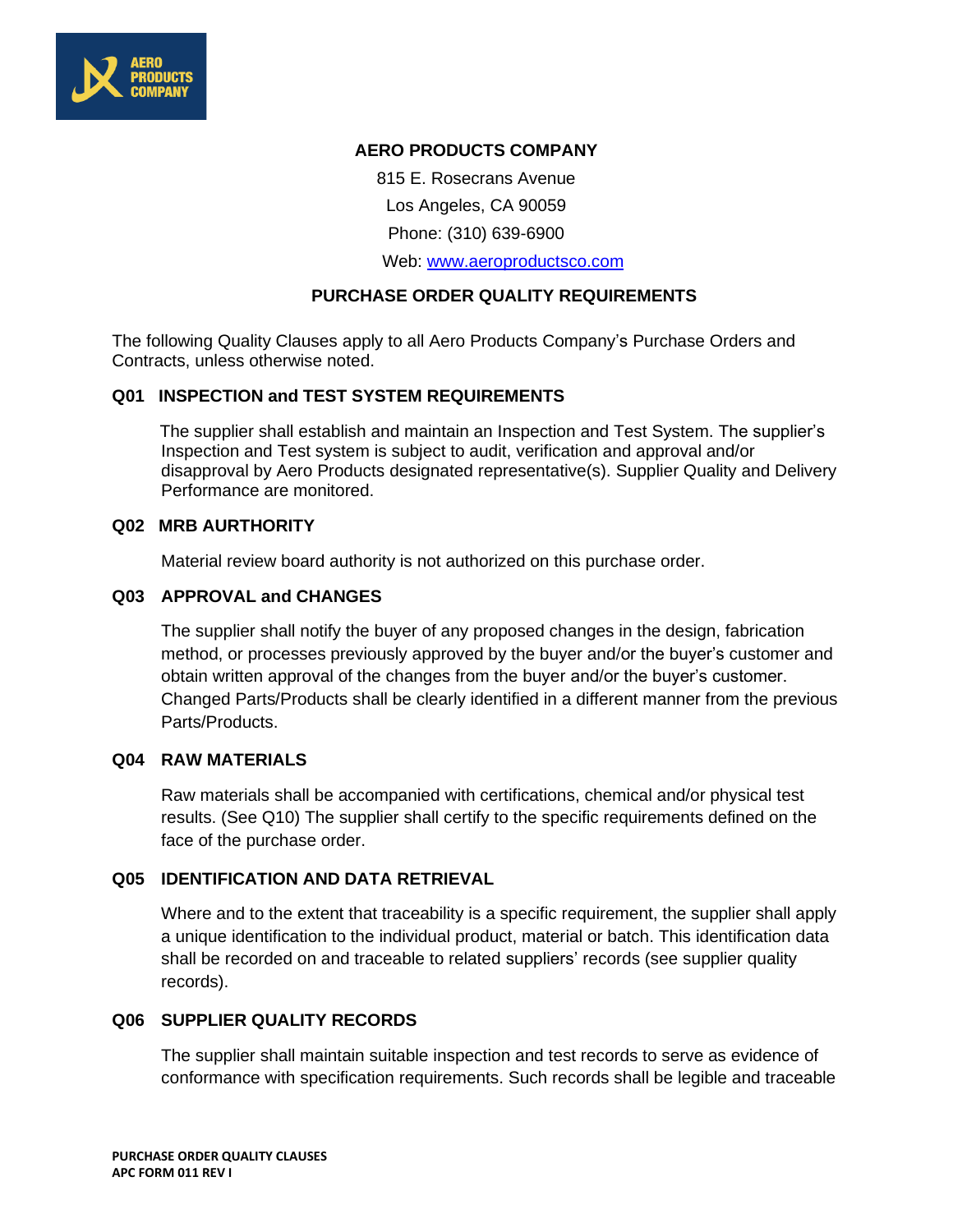# AERO PRODUCTS COMPANY

815 E. Rosecrans Avenue

Los Angeles, CA 90059

Phone: (310) 639-6900

Web: [www.aeroproductsco.com](http://www.aeroproductsco.com)

## PURCHASE ORDER QUALITY REQUIREMENTS

The following Quality Clauses apply to all Aero Products Company's Purchase Orders and Contracts, unless otherwise noted.

### Q01 INSPECTION and TEST SYSTEM REQUIREMENTS

The supplier shall establish and maintain an Inspection and Test System. The supplier's Inspection and Test system is subject to audit, verification and approval and/or disapproval by Aero Products designated representative(s). Supplier Quality and Delivery Performance are monitored.

### Q02 MRB AURTHORITY

Material review board authority is not authorized on this purchase order.

### Q03 APPROVAL and CHANGES

The supplier shall notify the buyer of any proposed changes in the design, fabrication method, or processes previously approved by the buyer and/or the buyer's customer and obtain written approval of the changes from the buyer and/or the buyer's customer. Changed Parts/Products shall be clearly identified in a different manner from the previous Parts/Products.

### Q04 RAW MATERIALS

Raw materials shall be accompanied with certifications, chemical and/or physical test results. (See Q10) The supplier shall certify to the specific requirements defined on the face of the purchase order.

### Q05 IDENTIFICATION AND DATA RETRIEVAL

Where and to the extent that traceability is a specific requirement, the supplier shall apply a unique identification to the individual product, material or batch. This identification data shall be recorded on and traceable to related suppliers' records (see supplier quality records).

### Q06 SUPPLIER QUALITY RECORDS

The supplier shall maintain suitable inspection and test records to serve as evidence of conformance with specification requirements. Such records shall be legible and traceable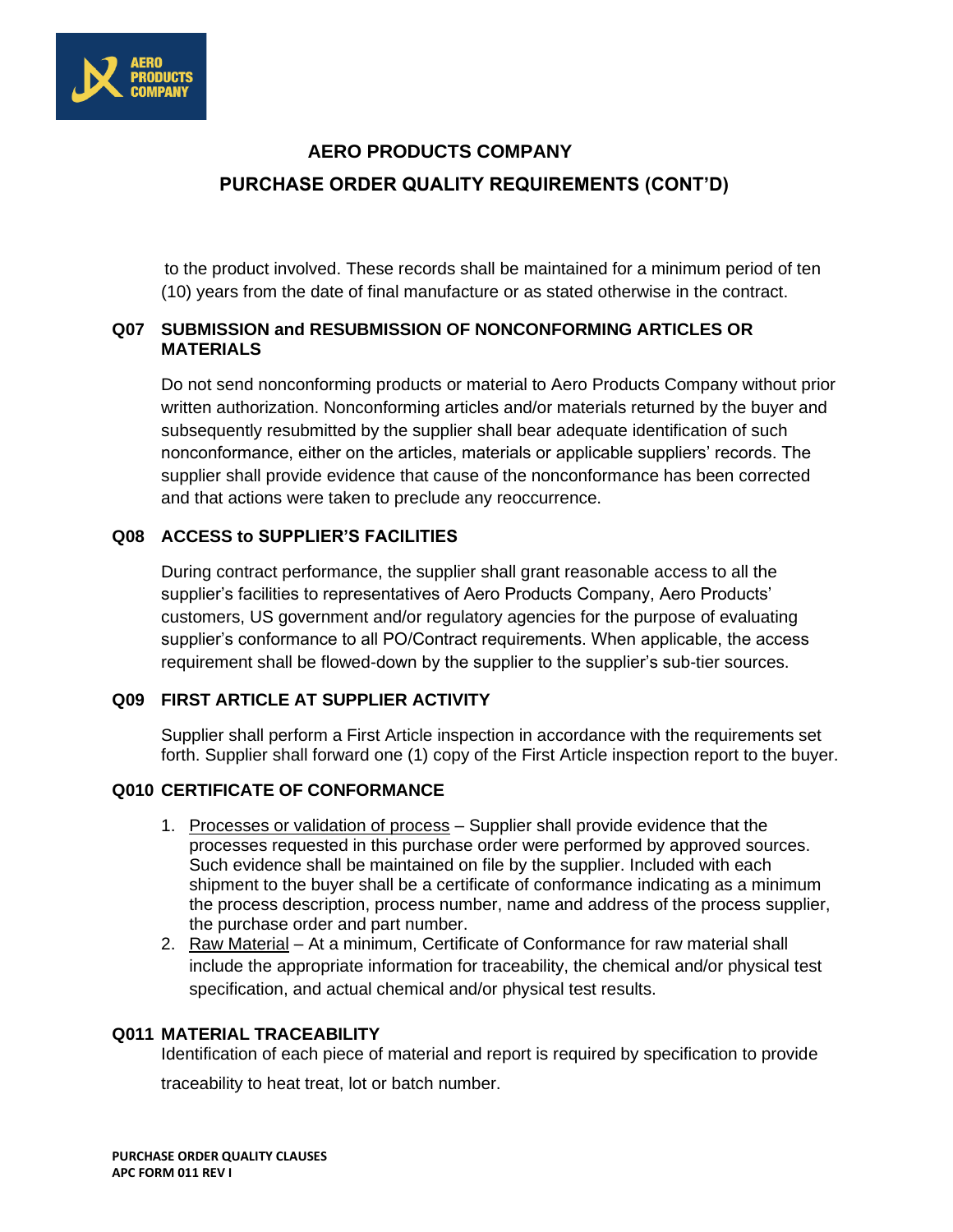# AERO PRODUCTS COMPANY

## PURCHASE ORDER QUALITY REQUIREMENTS (CONT'D)

to the product involved. These records shall be maintained for a minimum period of ten (10) years from the date of final manufacture or as stated otherwise in the contract.

### Q07 SUBMISSION and RESUBMISSION OF NONCONFORMING ARTICLES OR MATERIALS

Do not send nonconforming products or material to Aero Products Company without prior written authorization. Nonconforming articles and/or materials returned by the buyer and subsequently resubmitted by the supplier shall bear adequate identification of such nonconformance, either on the articles, materials or applicable suppliers' records. The supplier shall provide evidence that cause of the nonconformance has been corrected and that actions were taken to preclude any reoccurrence.

### Q08 ACCESS to SUPPLIER'S FACILITIES

During contract performance, the supplier shall grant reasonable access to all the supplier's facilities to representatives of Aero Products Company, Aero Products' customers, US government and/or regulatory agencies for the purpose of evaluating supplier's conformance to all PO/Contract requirements. When applicable, the access requirement shall be flowed-down by the supplier to the supplier's sub-tier sources.

### Q09 FIRST ARTICLE AT SUPPLIER ACTIVITY

Supplier shall perform a First Article inspection in accordance with the requirements set forth. Supplier shall forward one (1) copy of the First Article inspection report to the buyer.

### Q010 CERTIFICATE OF CONFORMANCE

1. Processes or validation of process – Supplier shall provide evidence that the processes requested in this purchase order were performed by approved sources. Such evidence shall be maintained on file by the supplier. Included with each shipment to the buyer shall be a certificate of conformance indicating as a minimum the process description, process number, name and address of the process supplier, the purchase order and part number.
2. Raw Material – At a minimum, Certificate of Conformance for raw material shall include the appropriate information for traceability, the chemical and/or physical test specification, and actual chemical and/or physical test results.

### Q011 MATERIAL TRACEABILITY

Identification of each piece of material and report is required by specification to provide traceability to heat treat, lot or batch number.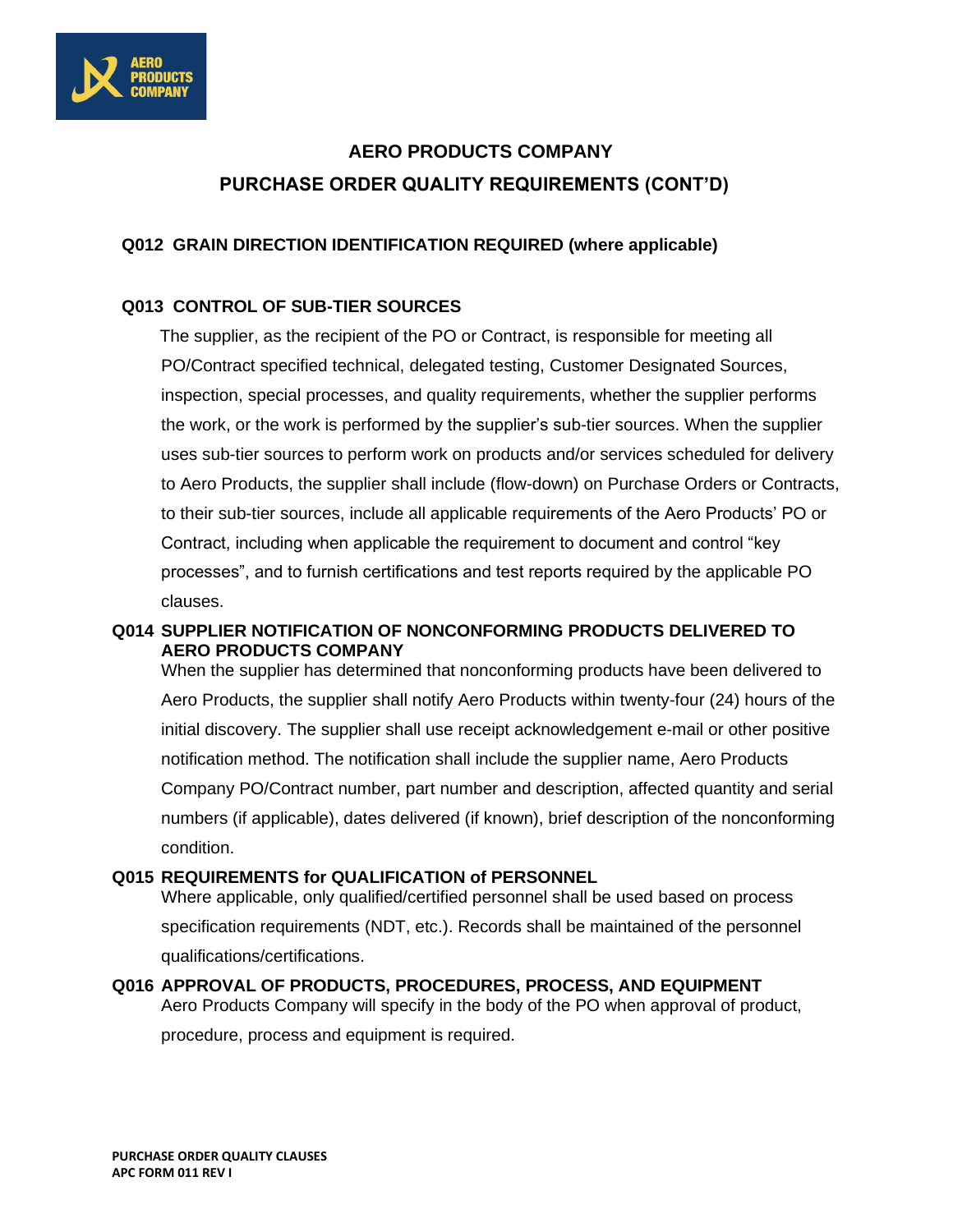# AERO PRODUCTS COMPANY

## PURCHASE ORDER QUALITY REQUIREMENTS (CONT'D)

**Q012 GRAIN DIRECTION IDENTIFICATION REQUIRED (where applicable)**

**Q013 CONTROL OF SUB-TIER SOURCES**

The supplier, as the recipient of the PO or Contract, is responsible for meeting all PO/Contract specified technical, delegated testing, Customer Designated Sources, inspection, special processes, and quality requirements, whether the supplier performs the work, or the work is performed by the supplier's sub-tier sources. When the supplier uses sub-tier sources to perform work on products and/or services scheduled for delivery to Aero Products, the supplier shall include (flow-down) on Purchase Orders or Contracts, to their sub-tier sources, include all applicable requirements of the Aero Products' PO or Contract, including when applicable the requirement to document and control "key processes", and to furnish certifications and test reports required by the applicable PO clauses.

**Q014 SUPPLIER NOTIFICATION OF NONCONFORMING PRODUCTS DELIVERED TO AERO PRODUCTS COMPANY**

When the supplier has determined that nonconforming products have been delivered to Aero Products, the supplier shall notify Aero Products within twenty-four (24) hours of the initial discovery. The supplier shall use receipt acknowledgement e-mail or other positive notification method. The notification shall include the supplier name, Aero Products Company PO/Contract number, part number and description, affected quantity and serial numbers (if applicable), dates delivered (if known), brief description of the nonconforming condition.

**Q015 REQUIREMENTS for QUALIFICATION of PERSONNEL**

Where applicable, only qualified/certified personnel shall be used based on process specification requirements (NDT, etc.). Records shall be maintained of the personnel qualifications/certifications.

**Q016 APPROVAL OF PRODUCTS, PROCEDURES, PROCESS, AND EQUIPMENT**

Aero Products Company will specify in the body of the PO when approval of product, procedure, process and equipment is required.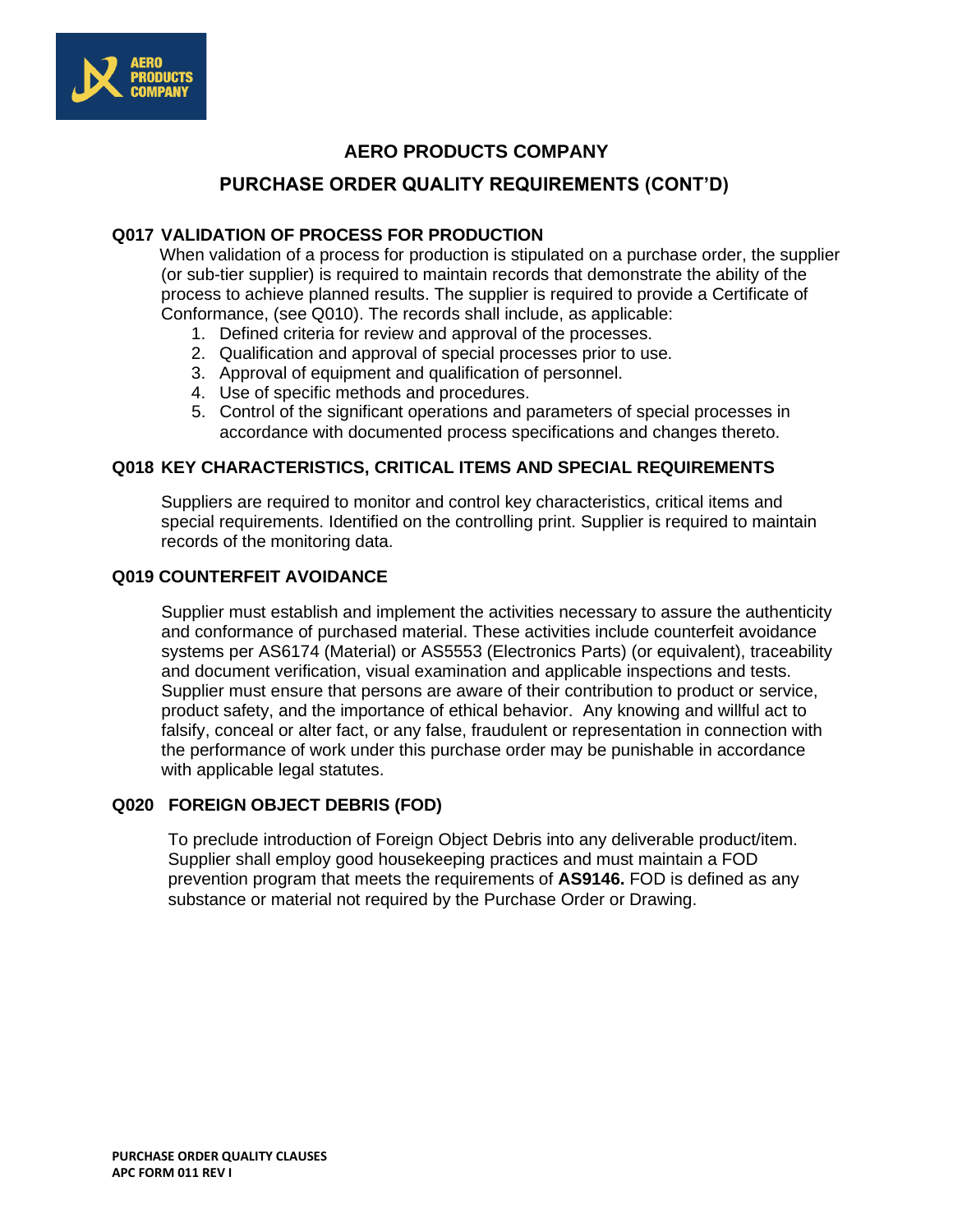# AERO PRODUCTS COMPANY

## PURCHASE ORDER QUALITY REQUIREMENTS (CONT'D)

### Q017 VALIDATION OF PROCESS FOR PRODUCTION

When validation of a process for production is stipulated on a purchase order, the supplier (or sub-tier supplier) is required to maintain records that demonstrate the ability of the process to achieve planned results. The supplier is required to provide a Certificate of Conformance, (see Q010). The records shall include, as applicable:

1. Defined criteria for review and approval of the processes.
2. Qualification and approval of special processes prior to use.
3. Approval of equipment and qualification of personnel.
4. Use of specific methods and procedures.
5. Control of the significant operations and parameters of special processes in accordance with documented process specifications and changes thereto.

### Q018 KEY CHARACTERISTICS, CRITICAL ITEMS AND SPECIAL REQUIREMENTS

Suppliers are required to monitor and control key characteristics, critical items and special requirements. Identified on the controlling print. Supplier is required to maintain records of the monitoring data.

### Q019 COUNTERFEIT AVOIDANCE

Supplier must establish and implement the activities necessary to assure the authenticity and conformance of purchased material. These activities include counterfeit avoidance systems per AS6174 (Material) or AS5553 (Electronics Parts) (or equivalent), traceability and document verification, visual examination and applicable inspections and tests. Supplier must ensure that persons are aware of their contribution to product or service, product safety, and the importance of ethical behavior. Any knowing and willful act to falsify, conceal or alter fact, or any false, fraudulent or representation in connection with the performance of work under this purchase order may be punishable in accordance with applicable legal statutes.

### Q020 FOREIGN OBJECT DEBRIS (FOD)

To preclude introduction of Foreign Object Debris into any deliverable product/item. Supplier shall employ good housekeeping practices and must maintain a FOD prevention program that meets the requirements of **AS9146.** FOD is defined as any substance or material not required by the Purchase Order or Drawing.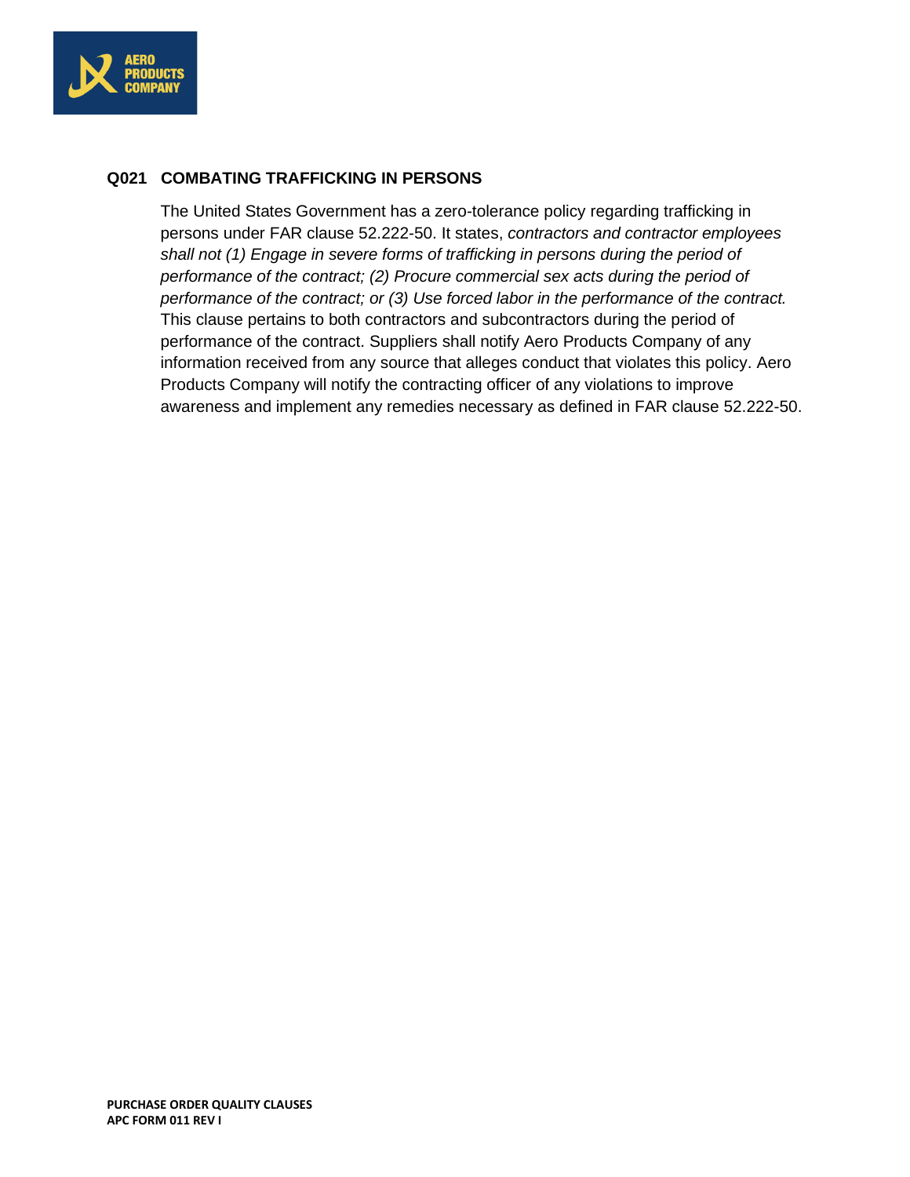### Q021 COMBATING TRAFFICKING IN PERSONS

The United States Government has a zero-tolerance policy regarding trafficking in persons under FAR clause 52.222-50. It states, *contractors and contractor employees shall not (1) Engage in severe forms of trafficking in persons during the period of performance of the contract; (2) Procure commercial sex acts during the period of performance of the contract; or (3) Use forced labor in the performance of the contract.* This clause pertains to both contractors and subcontractors during the period of performance of the contract. Suppliers shall notify Aero Products Company of any information received from any source that alleges conduct that violates this policy. Aero Products Company will notify the contracting officer of any violations to improve awareness and implement any remedies necessary as defined in FAR clause 52.222-50.